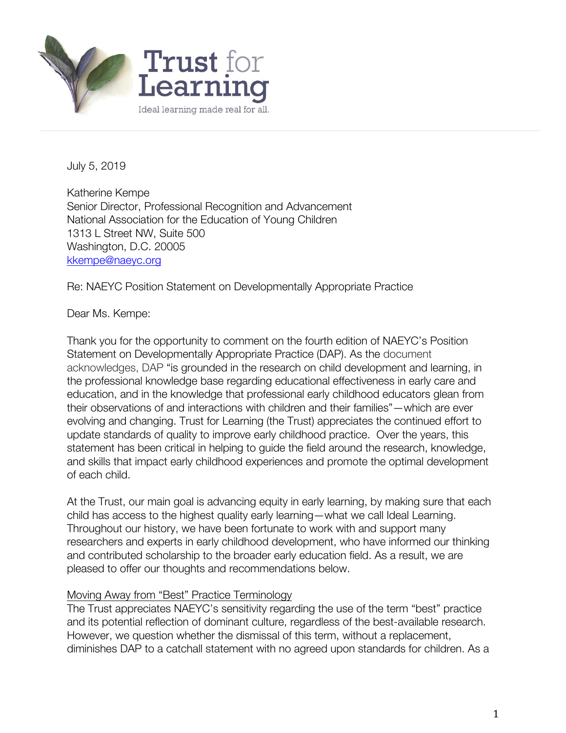Trust for Learning

Ideal learning made real for all.

July 5, 2019

Katherine Kempe
Senior Director, Professional Recognition and Advancement
National Association for the Education of Young Children
1313 L Street NW, Suite 500
Washington, D.C. 20005
kkempe@naeyc.org

Re: NAEYC Position Statement on Developmentally Appropriate Practice

Dear Ms. Kempe:

Thank you for the opportunity to comment on the fourth edition of NAEYC's Position Statement on Developmentally Appropriate Practice (DAP). As the document acknowledges, DAP "is grounded in the research on child development and learning, in the professional knowledge base regarding educational effectiveness in early care and education, and in the knowledge that professional early childhood educators glean from their observations of and interactions with children and their families"—which are ever evolving and changing. Trust for Learning (the Trust) appreciates the continued effort to update standards of quality to improve early childhood practice. Over the years, this statement has been critical in helping to guide the field around the research, knowledge, and skills that impact early childhood experiences and promote the optimal development of each child.

At the Trust, our main goal is advancing equity in early learning, by making sure that each child has access to the highest quality early learning—what we call Ideal Learning. Throughout our history, we have been fortunate to work with and support many researchers and experts in early childhood development, who have informed our thinking and contributed scholarship to the broader early education field. As a result, we are pleased to offer our thoughts and recommendations below.

<u>Moving Away from "Best" Practice Terminology</u>

The Trust appreciates NAEYC's sensitivity regarding the use of the term "best" practice and its potential reflection of dominant culture, regardless of the best-available research. However, we question whether the dismissal of this term, without a replacement, diminishes DAP to a catchall statement with no agreed upon standards for children. As a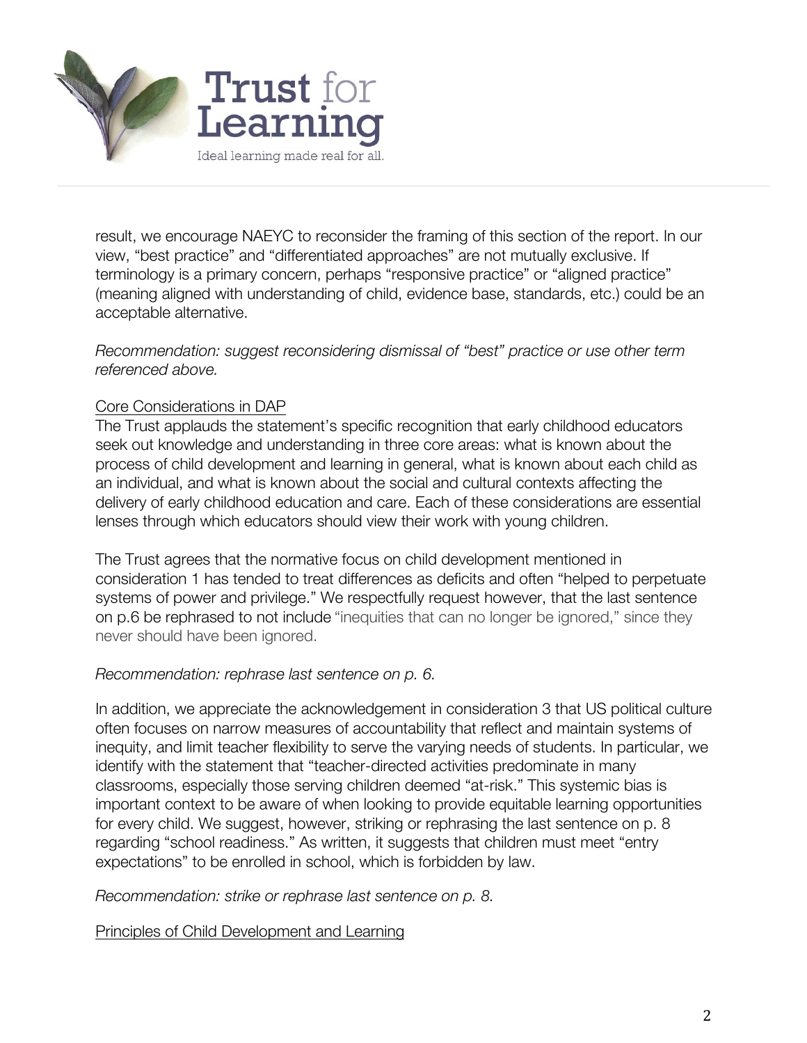result, we encourage NAEYC to reconsider the framing of this section of the report. In our view, "best practice" and "differentiated approaches" are not mutually exclusive. If terminology is a primary concern, perhaps "responsive practice" or "aligned practice" (meaning aligned with understanding of child, evidence base, standards, etc.) could be an acceptable alternative.

*Recommendation: suggest reconsidering dismissal of "best" practice or use other term referenced above.*

<u>Core Considerations in DAP</u>

The Trust applauds the statement's specific recognition that early childhood educators seek out knowledge and understanding in three core areas: what is known about the process of child development and learning in general, what is known about each child as an individual, and what is known about the social and cultural contexts affecting the delivery of early childhood education and care. Each of these considerations are essential lenses through which educators should view their work with young children.

The Trust agrees that the normative focus on child development mentioned in consideration 1 has tended to treat differences as deficits and often "helped to perpetuate systems of power and privilege." We respectfully request however, that the last sentence on p.6 be rephrased to not include "inequities that can no longer be ignored," since they never should have been ignored.

*Recommendation: rephrase last sentence on p. 6.*

In addition, we appreciate the acknowledgement in consideration 3 that US political culture often focuses on narrow measures of accountability that reflect and maintain systems of inequity, and limit teacher flexibility to serve the varying needs of students. In particular, we identify with the statement that "teacher-directed activities predominate in many classrooms, especially those serving children deemed "at-risk." This systemic bias is important context to be aware of when looking to provide equitable learning opportunities for every child. We suggest, however, striking or rephrasing the last sentence on p. 8 regarding "school readiness." As written, it suggests that children must meet "entry expectations" to be enrolled in school, which is forbidden by law.

*Recommendation: strike or rephrase last sentence on p. 8.*

<u>Principles of Child Development and Learning</u>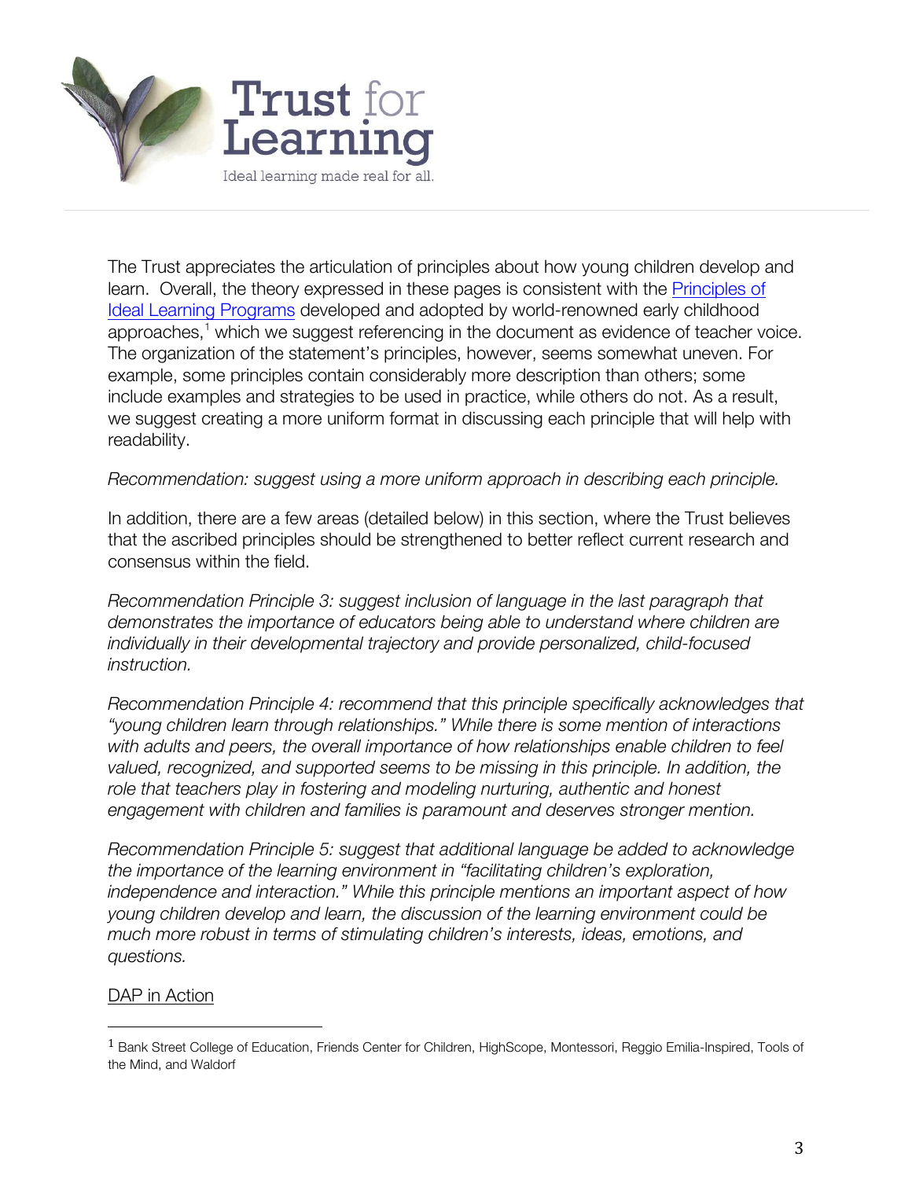The Trust appreciates the articulation of principles about how young children develop and learn. Overall, the theory expressed in these pages is consistent with the Principles of Ideal Learning Programs developed and adopted by world-renowned early childhood approaches,[1] which we suggest referencing in the document as evidence of teacher voice. The organization of the statement's principles, however, seems somewhat uneven. For example, some principles contain considerably more description than others; some include examples and strategies to be used in practice, while others do not. As a result, we suggest creating a more uniform format in discussing each principle that will help with readability.

*Recommendation: suggest using a more uniform approach in describing each principle.*

In addition, there are a few areas (detailed below) in this section, where the Trust believes that the ascribed principles should be strengthened to better reflect current research and consensus within the field.

*Recommendation Principle 3: suggest inclusion of language in the last paragraph that demonstrates the importance of educators being able to understand where children are individually in their developmental trajectory and provide personalized, child-focused instruction.*

*Recommendation Principle 4: recommend that this principle specifically acknowledges that "young children learn through relationships." While there is some mention of interactions with adults and peers, the overall importance of how relationships enable children to feel valued, recognized, and supported seems to be missing in this principle. In addition, the role that teachers play in fostering and modeling nurturing, authentic and honest engagement with children and families is paramount and deserves stronger mention.*

*Recommendation Principle 5: suggest that additional language be added to acknowledge the importance of the learning environment in "facilitating children's exploration, independence and interaction." While this principle mentions an important aspect of how young children develop and learn, the discussion of the learning environment could be much more robust in terms of stimulating children's interests, ideas, emotions, and questions.*

DAP in Action

[1] Bank Street College of Education, Friends Center for Children, HighScope, Montessori, Reggio Emilia-Inspired, Tools of the Mind, and Waldorf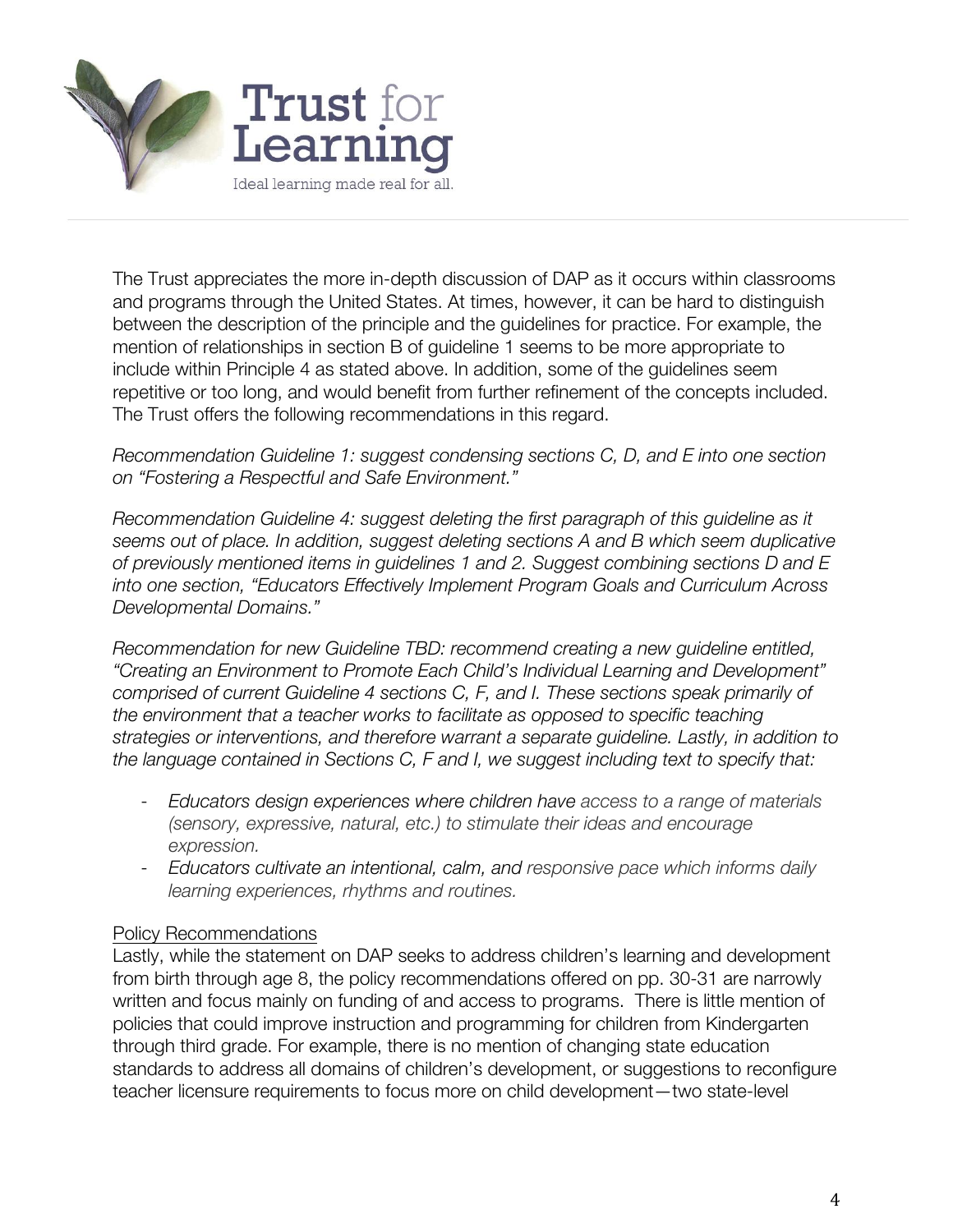The Trust appreciates the more in-depth discussion of DAP as it occurs within classrooms and programs through the United States. At times, however, it can be hard to distinguish between the description of the principle and the guidelines for practice. For example, the mention of relationships in section B of guideline 1 seems to be more appropriate to include within Principle 4 as stated above. In addition, some of the guidelines seem repetitive or too long, and would benefit from further refinement of the concepts included. The Trust offers the following recommendations in this regard.

*Recommendation Guideline 1: suggest condensing sections C, D, and E into one section on "Fostering a Respectful and Safe Environment."*

*Recommendation Guideline 4: suggest deleting the first paragraph of this guideline as it seems out of place. In addition, suggest deleting sections A and B which seem duplicative of previously mentioned items in guidelines 1 and 2. Suggest combining sections D and E into one section, "Educators Effectively Implement Program Goals and Curriculum Across Developmental Domains."*

*Recommendation for new Guideline TBD: recommend creating a new guideline entitled, "Creating an Environment to Promote Each Child's Individual Learning and Development" comprised of current Guideline 4 sections C, F, and I. These sections speak primarily of the environment that a teacher works to facilitate as opposed to specific teaching strategies or interventions, and therefore warrant a separate guideline. Lastly, in addition to the language contained in Sections C, F and I, we suggest including text to specify that:*

- *Educators design experiences where children have access to a range of materials (sensory, expressive, natural, etc.) to stimulate their ideas and encourage expression.*
- *Educators cultivate an intentional, calm, and responsive pace which informs daily learning experiences, rhythms and routines.*

<u>Policy Recommendations</u>

Lastly, while the statement on DAP seeks to address children's learning and development from birth through age 8, the policy recommendations offered on pp. 30-31 are narrowly written and focus mainly on funding of and access to programs. There is little mention of policies that could improve instruction and programming for children from Kindergarten through third grade. For example, there is no mention of changing state education standards to address all domains of children's development, or suggestions to reconfigure teacher licensure requirements to focus more on child development—two state-level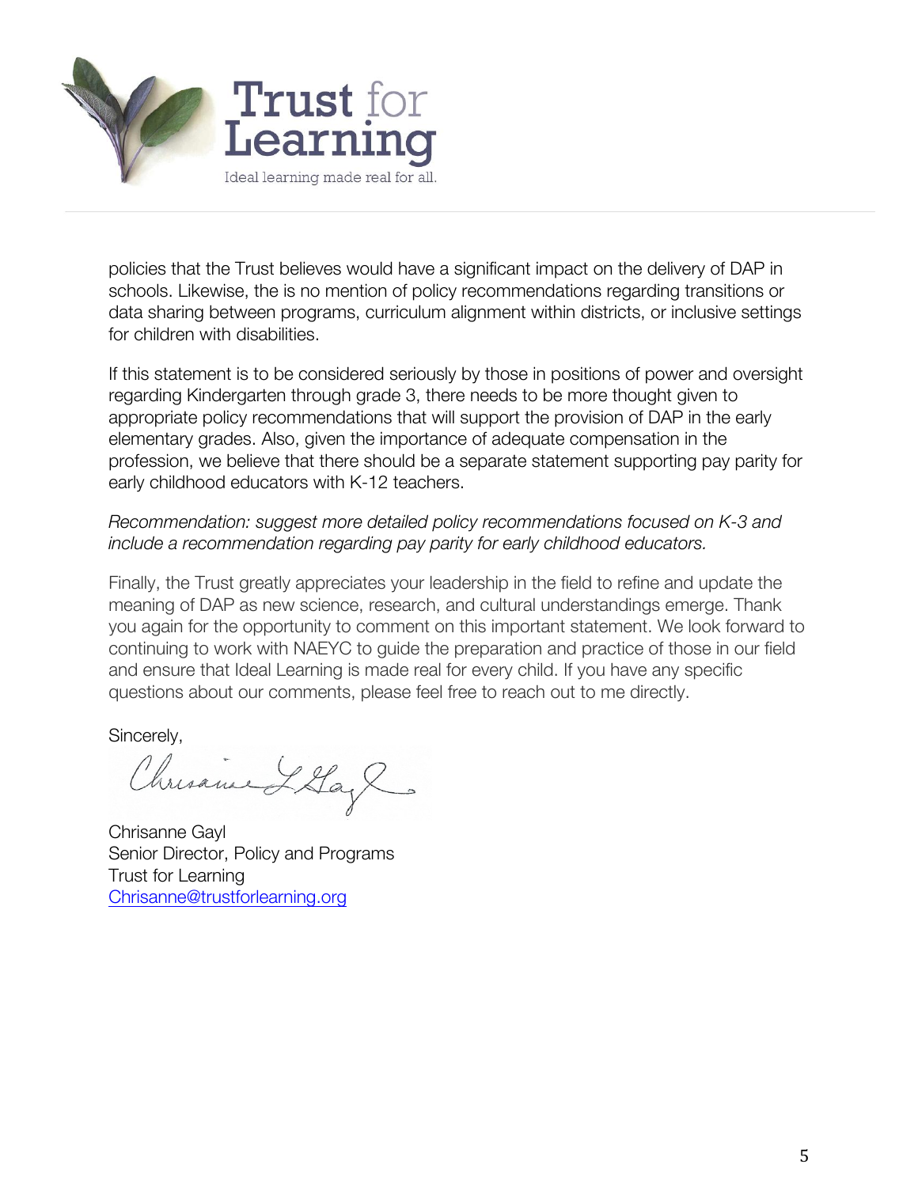policies that the Trust believes would have a significant impact on the delivery of DAP in schools. Likewise, the is no mention of policy recommendations regarding transitions or data sharing between programs, curriculum alignment within districts, or inclusive settings for children with disabilities.

If this statement is to be considered seriously by those in positions of power and oversight regarding Kindergarten through grade 3, there needs to be more thought given to appropriate policy recommendations that will support the provision of DAP in the early elementary grades. Also, given the importance of adequate compensation in the profession, we believe that there should be a separate statement supporting pay parity for early childhood educators with K-12 teachers.

*Recommendation: suggest more detailed policy recommendations focused on K-3 and include a recommendation regarding pay parity for early childhood educators.*

Finally, the Trust greatly appreciates your leadership in the field to refine and update the meaning of DAP as new science, research, and cultural understandings emerge. Thank you again for the opportunity to comment on this important statement. We look forward to continuing to work with NAEYC to guide the preparation and practice of those in our field and ensure that Ideal Learning is made real for every child. If you have any specific questions about our comments, please feel free to reach out to me directly.

Sincerely,

Chrisanne Gayl
Senior Director, Policy and Programs
Trust for Learning
Chrisanne@trustforlearning.org